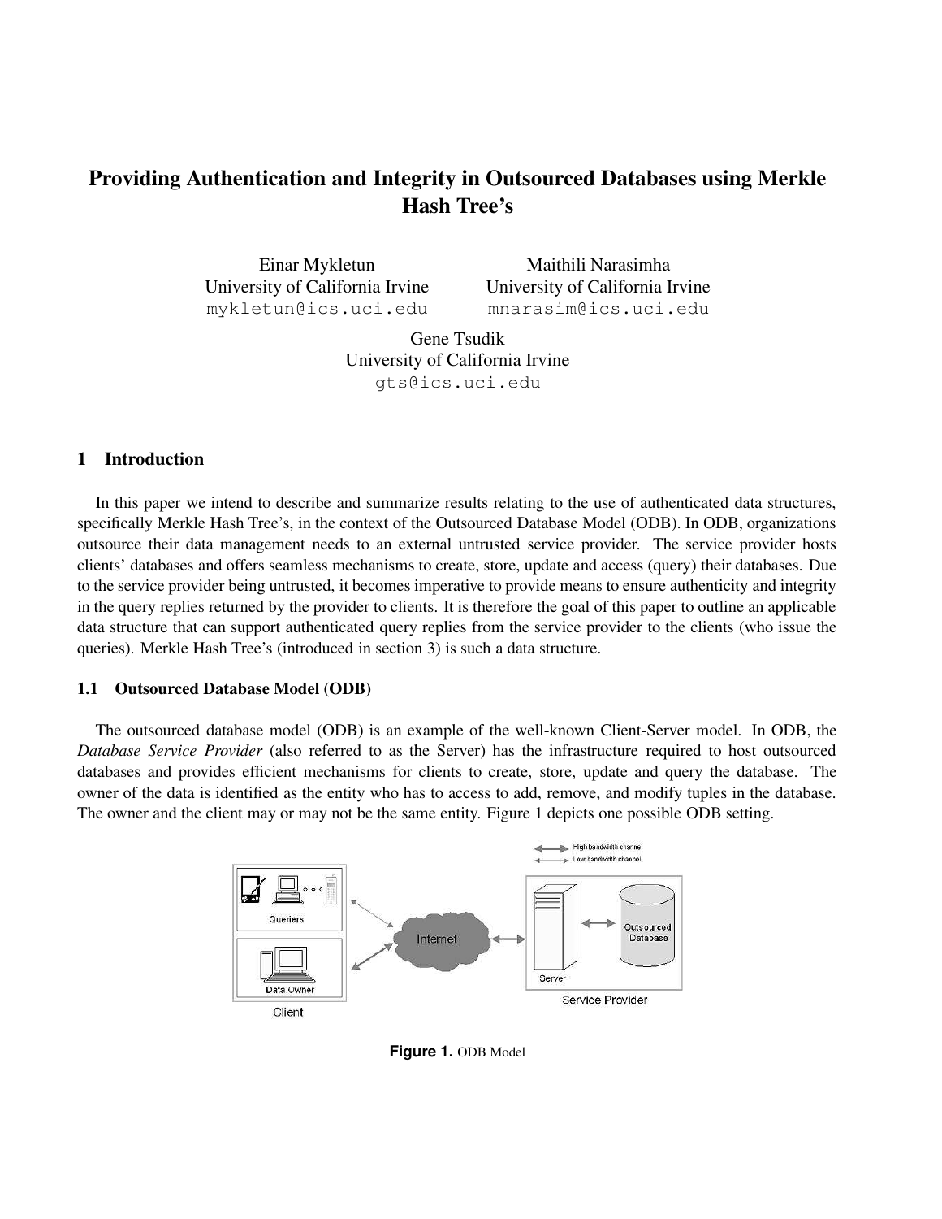# Providing Authentication and Integrity in Outsourced Databases using Merkle Hash Tree's

Einar Mykletun
University of California Irvine
mykletun@ics.uci.edu

Maithili Narasimha
University of California Irvine
mnarasim@ics.uci.edu

Gene Tsudik
University of California Irvine
gts@ics.uci.edu

## 1 Introduction

In this paper we intend to describe and summarize results relating to the use of authenticated data structures, specifically Merkle Hash Tree's, in the context of the Outsourced Database Model (ODB). In ODB, organizations outsource their data management needs to an external untrusted service provider. The service provider hosts clients' databases and offers seamless mechanisms to create, store, update and access (query) their databases. Due to the service provider being untrusted, it becomes imperative to provide means to ensure authenticity and integrity in the query replies returned by the provider to clients. It is therefore the goal of this paper to outline an applicable data structure that can support authenticated query replies from the service provider to the clients (who issue the queries). Merkle Hash Tree's (introduced in section 3) is such a data structure.

### 1.1 Outsourced Database Model (ODB)

The outsourced database model (ODB) is an example of the well-known Client-Server model. In ODB, the *Database Service Provider* (also referred to as the Server) has the infrastructure required to host outsourced databases and provides efficient mechanisms for clients to create, store, update and query the database. The owner of the data is identified as the entity who has to access to add, remove, and modify tuples in the database. The owner and the client may or may not be the same entity. Figure 1 depicts one possible ODB setting.

**Figure 1.** ODB Model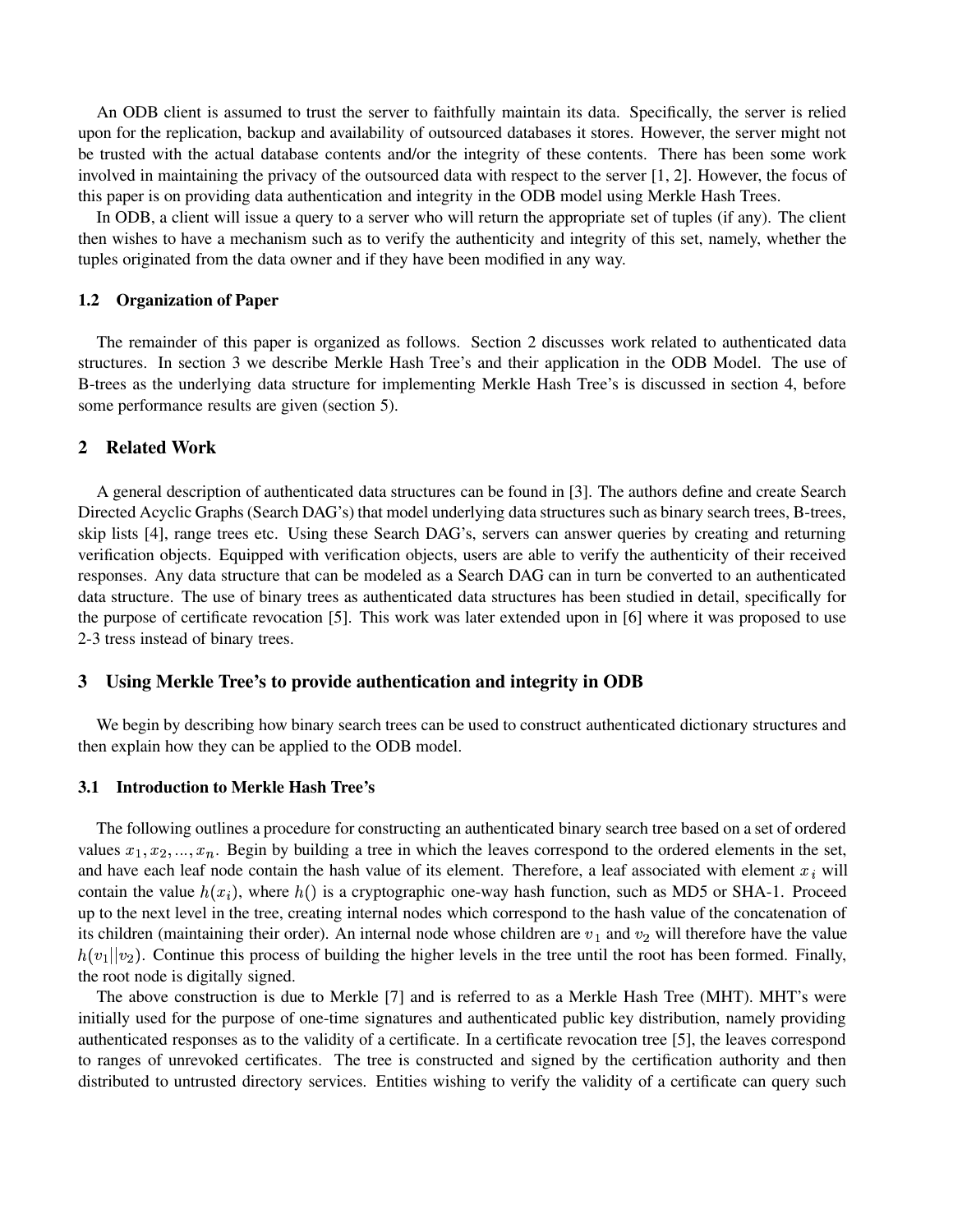An ODB client is assumed to trust the server to faithfully maintain its data. Specifically, the server is relied upon for the replication, backup and availability of outsourced databases it stores. However, the server might not be trusted with the actual database contents and/or the integrity of these contents. There has been some work involved in maintaining the privacy of the outsourced data with respect to the server [1, 2]. However, the focus of this paper is on providing data authentication and integrity in the ODB model using Merkle Hash Trees.

In ODB, a client will issue a query to a server who will return the appropriate set of tuples (if any). The client then wishes to have a mechanism such as to verify the authenticity and integrity of this set, namely, whether the tuples originated from the data owner and if they have been modified in any way.

### 1.2 Organization of Paper

The remainder of this paper is organized as follows. Section 2 discusses work related to authenticated data structures. In section 3 we describe Merkle Hash Tree's and their application in the ODB Model. The use of B-trees as the underlying data structure for implementing Merkle Hash Tree's is discussed in section 4, before some performance results are given (section 5).

## 2 Related Work

A general description of authenticated data structures can be found in [3]. The authors define and create Search Directed Acyclic Graphs (Search DAG's) that model underlying data structures such as binary search trees, B-trees, skip lists [4], range trees etc. Using these Search DAG's, servers can answer queries by creating and returning verification objects. Equipped with verification objects, users are able to verify the authenticity of their received responses. Any data structure that can be modeled as a Search DAG can in turn be converted to an authenticated data structure. The use of binary trees as authenticated data structures has been studied in detail, specifically for the purpose of certificate revocation [5]. This work was later extended upon in [6] where it was proposed to use 2-3 tress instead of binary trees.

## 3 Using Merkle Tree's to provide authentication and integrity in ODB

We begin by describing how binary search trees can be used to construct authenticated dictionary structures and then explain how they can be applied to the ODB model.

### 3.1 Introduction to Merkle Hash Tree's

The following outlines a procedure for constructing an authenticated binary search tree based on a set of ordered values $x_1, x_2, ..., x_n$. Begin by building a tree in which the leaves correspond to the ordered elements in the set, and have each leaf node contain the hash value of its element. Therefore, a leaf associated with element $x_i$ will contain the value $h(x_i)$, where $h()$ is a cryptographic one-way hash function, such as MD5 or SHA-1. Proceed up to the next level in the tree, creating internal nodes which correspond to the hash value of the concatenation of its children (maintaining their order). An internal node whose children are $v_1$ and $v_2$ will therefore have the value $h(v_1||v_2)$. Continue this process of building the higher levels in the tree until the root has been formed. Finally, the root node is digitally signed.

The above construction is due to Merkle [7] and is referred to as a Merkle Hash Tree (MHT). MHT's were initially used for the purpose of one-time signatures and authenticated public key distribution, namely providing authenticated responses as to the validity of a certificate. In a certificate revocation tree [5], the leaves correspond to ranges of unrevoked certificates. The tree is constructed and signed by the certification authority and then distributed to untrusted directory services. Entities wishing to verify the validity of a certificate can query such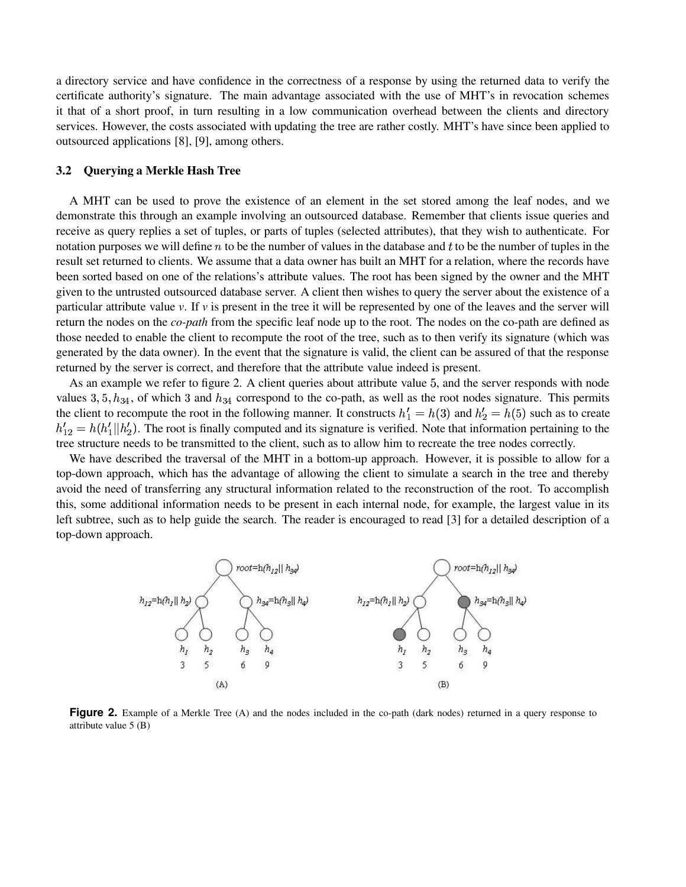a directory service and have confidence in the correctness of a response by using the returned data to verify the certificate authority's signature. The main advantage associated with the use of MHT's in revocation schemes it that of a short proof, in turn resulting in a low communication overhead between the clients and directory services. However, the costs associated with updating the tree are rather costly. MHT's have since been applied to outsourced applications [8], [9], among others.

### 3.2 Querying a Merkle Hash Tree

A MHT can be used to prove the existence of an element in the set stored among the leaf nodes, and we demonstrate this through an example involving an outsourced database. Remember that clients issue queries and receive as query replies a set of tuples, or parts of tuples (selected attributes), that they wish to authenticate. For notation purposes we will define $n$ to be the number of values in the database and $t$ to be the number of tuples in the result set returned to clients. We assume that a data owner has built an MHT for a relation, where the records have been sorted based on one of the relations's attribute values. The root has been signed by the owner and the MHT given to the untrusted outsourced database server. A client then wishes to query the server about the existence of a particular attribute value *v*. If *v* is present in the tree it will be represented by one of the leaves and the server will return the nodes on the *co-path* from the specific leaf node up to the root. The nodes on the co-path are defined as those needed to enable the client to recompute the root of the tree, such as to then verify its signature (which was generated by the data owner). In the event that the signature is valid, the client can be assured of that the response returned by the server is correct, and therefore that the attribute value indeed is present.

As an example we refer to figure 2. A client queries about attribute value 5, and the server responds with node values $3, 5, h_{34}$, of which 3 and $h_{34}$ correspond to the co-path, as well as the root nodes signature. This permits the client to recompute the root in the following manner. It constructs $h'_1 = h(3)$ and $h'_2 = h(5)$ such as to create $h'_{12} = h(h'_1||h'_2)$. The root is finally computed and its signature is verified. Note that information pertaining to the tree structure needs to be transmitted to the client, such as to allow him to recreate the tree nodes correctly.

We have described the traversal of the MHT in a bottom-up approach. However, it is possible to allow for a top-down approach, which has the advantage of allowing the client to simulate a search in the tree and thereby avoid the need of transferring any structural information related to the reconstruction of the root. To accomplish this, some additional information needs to be present in each internal node, for example, the largest value in its left subtree, such as to help guide the search. The reader is encouraged to read [3] for a detailed description of a top-down approach.

**Figure 2.** Example of a Merkle Tree (A) and the nodes included in the co-path (dark nodes) returned in a query response to attribute value 5 (B)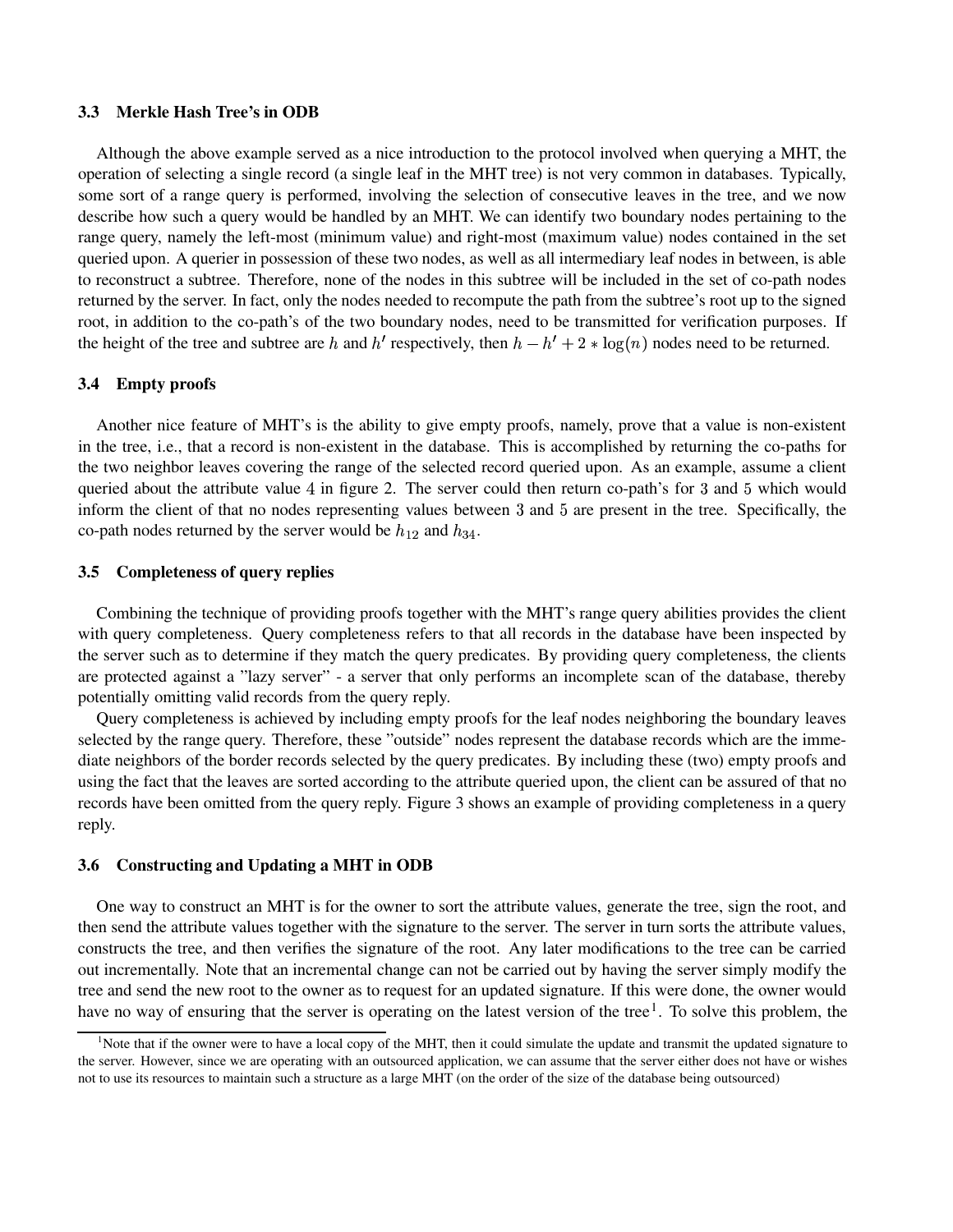### 3.3 Merkle Hash Tree's in ODB

Although the above example served as a nice introduction to the protocol involved when querying a MHT, the operation of selecting a single record (a single leaf in the MHT tree) is not very common in databases. Typically, some sort of a range query is performed, involving the selection of consecutive leaves in the tree, and we now describe how such a query would be handled by an MHT. We can identify two boundary nodes pertaining to the range query, namely the left-most (minimum value) and right-most (maximum value) nodes contained in the set queried upon. A querier in possession of these two nodes, as well as all intermediary leaf nodes in between, is able to reconstruct a subtree. Therefore, none of the nodes in this subtree will be included in the set of co-path nodes returned by the server. In fact, only the nodes needed to recompute the path from the subtree's root up to the signed root, in addition to the co-path's of the two boundary nodes, need to be transmitted for verification purposes. If the height of the tree and subtree are $h$ and $h'$ respectively, then $h - h' + 2 * \log(n)$ nodes need to be returned.

### 3.4 Empty proofs

Another nice feature of MHT's is the ability to give empty proofs, namely, prove that a value is non-existent in the tree, i.e., that a record is non-existent in the database. This is accomplished by returning the co-paths for the two neighbor leaves covering the range of the selected record queried upon. As an example, assume a client queried about the attribute value $4$ in figure 2. The server could then return co-path's for $3$ and $5$ which would inform the client of that no nodes representing values between $3$ and $5$ are present in the tree. Specifically, the co-path nodes returned by the server would be $h_{12}$ and $h_{34}$.

### 3.5 Completeness of query replies

Combining the technique of providing proofs together with the MHT's range query abilities provides the client with query completeness. Query completeness refers to that all records in the database have been inspected by the server such as to determine if they match the query predicates. By providing query completeness, the clients are protected against a "lazy server" - a server that only performs an incomplete scan of the database, thereby potentially omitting valid records from the query reply.

Query completeness is achieved by including empty proofs for the leaf nodes neighboring the boundary leaves selected by the range query. Therefore, these "outside" nodes represent the database records which are the immediate neighbors of the border records selected by the query predicates. By including these (two) empty proofs and using the fact that the leaves are sorted according to the attribute queried upon, the client can be assured of that no records have been omitted from the query reply. Figure 3 shows an example of providing completeness in a query reply.

### 3.6 Constructing and Updating a MHT in ODB

One way to construct an MHT is for the owner to sort the attribute values, generate the tree, sign the root, and then send the attribute values together with the signature to the server. The server in turn sorts the attribute values, constructs the tree, and then verifies the signature of the root. Any later modifications to the tree can be carried out incrementally. Note that an incremental change can not be carried out by having the server simply modify the tree and send the new root to the owner as to request for an updated signature. If this were done, the owner would have no way of ensuring that the server is operating on the latest version of the tree[1]. To solve this problem, the

[1]Note that if the owner were to have a local copy of the MHT, then it could simulate the update and transmit the updated signature to the server. However, since we are operating with an outsourced application, we can assume that the server either does not have or wishes not to use its resources to maintain such a structure as a large MHT (on the order of the size of the database being outsourced)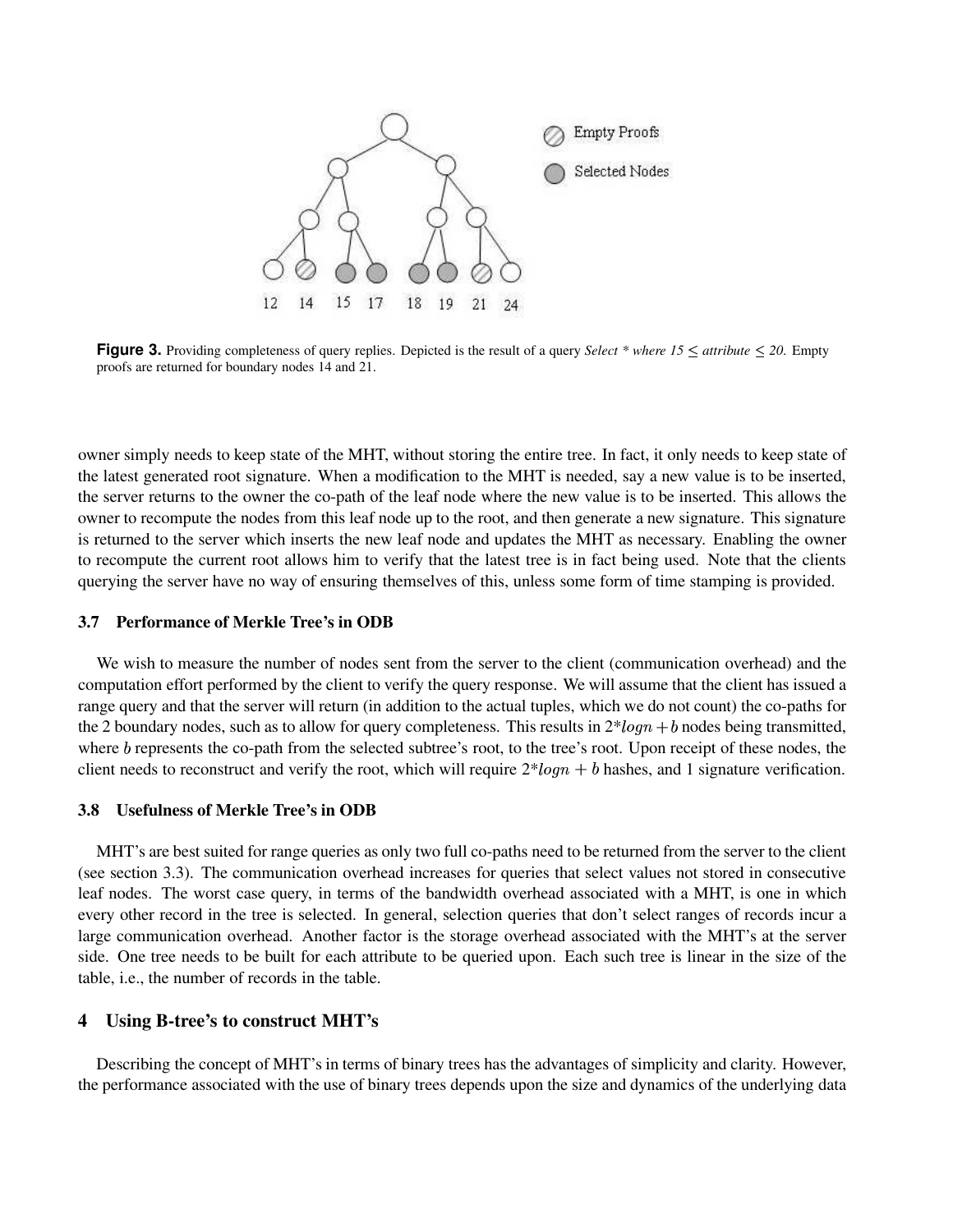**Figure 3.** Providing completeness of query replies. Depicted is the result of a query *Select * where 15 ≤ attribute ≤ 20.* Empty proofs are returned for boundary nodes 14 and 21.

owner simply needs to keep state of the MHT, without storing the entire tree. In fact, it only needs to keep state of the latest generated root signature. When a modification to the MHT is needed, say a new value is to be inserted, the server returns to the owner the co-path of the leaf node where the new value is to be inserted. This allows the owner to recompute the nodes from this leaf node up to the root, and then generate a new signature. This signature is returned to the server which inserts the new leaf node and updates the MHT as necessary. Enabling the owner to recompute the current root allows him to verify that the latest tree is in fact being used. Note that the clients querying the server have no way of ensuring themselves of this, unless some form of time stamping is provided.

### 3.7 Performance of Merkle Tree's in ODB

We wish to measure the number of nodes sent from the server to the client (communication overhead) and the computation effort performed by the client to verify the query response. We will assume that the client has issued a range query and that the server will return (in addition to the actual tuples, which we do not count) the co-paths for the 2 boundary nodes, such as to allow for query completeness. This results in $2*logn + b$ nodes being transmitted, where $b$ represents the co-path from the selected subtree's root, to the tree's root. Upon receipt of these nodes, the client needs to reconstruct and verify the root, which will require $2*logn + b$ hashes, and 1 signature verification.

### 3.8 Usefulness of Merkle Tree's in ODB

MHT's are best suited for range queries as only two full co-paths need to be returned from the server to the client (see section 3.3). The communication overhead increases for queries that select values not stored in consecutive leaf nodes. The worst case query, in terms of the bandwidth overhead associated with a MHT, is one in which every other record in the tree is selected. In general, selection queries that don't select ranges of records incur a large communication overhead. Another factor is the storage overhead associated with the MHT's at the server side. One tree needs to be built for each attribute to be queried upon. Each such tree is linear in the size of the table, i.e., the number of records in the table.

## 4 Using B-tree's to construct MHT's

Describing the concept of MHT's in terms of binary trees has the advantages of simplicity and clarity. However, the performance associated with the use of binary trees depends upon the size and dynamics of the underlying data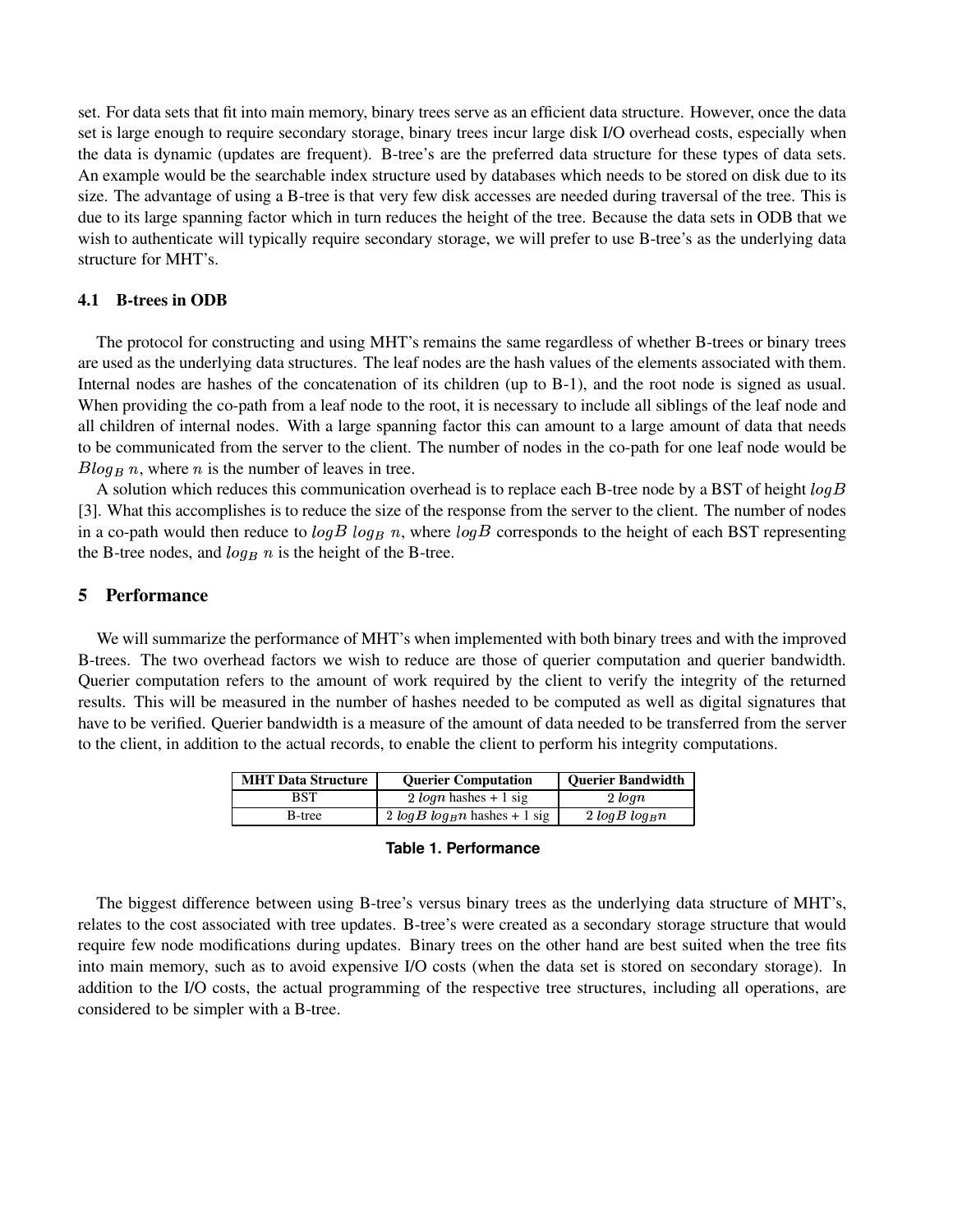set. For data sets that fit into main memory, binary trees serve as an efficient data structure. However, once the data set is large enough to require secondary storage, binary trees incur large disk I/O overhead costs, especially when the data is dynamic (updates are frequent). B-tree's are the preferred data structure for these types of data sets. An example would be the searchable index structure used by databases which needs to be stored on disk due to its size. The advantage of using a B-tree is that very few disk accesses are needed during traversal of the tree. This is due to its large spanning factor which in turn reduces the height of the tree. Because the data sets in ODB that we wish to authenticate will typically require secondary storage, we will prefer to use B-tree's as the underlying data structure for MHT's.

### 4.1 B-trees in ODB

The protocol for constructing and using MHT's remains the same regardless of whether B-trees or binary trees are used as the underlying data structures. The leaf nodes are the hash values of the elements associated with them. Internal nodes are hashes of the concatenation of its children (up to B-1), and the root node is signed as usual. When providing the co-path from a leaf node to the root, it is necessary to include all siblings of the leaf node and all children of internal nodes. With a large spanning factor this can amount to a large amount of data that needs to be communicated from the server to the client. The number of nodes in the co-path for one leaf node would be $Blog_B\ n$, where $n$ is the number of leaves in tree.

A solution which reduces this communication overhead is to replace each B-tree node by a BST of height $logB$ [3]. What this accomplishes is to reduce the size of the response from the server to the client. The number of nodes in a co-path would then reduce to $logB\ log_B\ n$, where $logB$ corresponds to the height of each BST representing the B-tree nodes, and $log_B\ n$ is the height of the B-tree.

## 5 Performance

We will summarize the performance of MHT's when implemented with both binary trees and with the improved B-trees. The two overhead factors we wish to reduce are those of querier computation and querier bandwidth. Querier computation refers to the amount of work required by the client to verify the integrity of the returned results. This will be measured in the number of hashes needed to be computed as well as digital signatures that have to be verified. Querier bandwidth is a measure of the amount of data needed to be transferred from the server to the client, in addition to the actual records, to enable the client to perform his integrity computations.

| MHT Data Structure | Querier Computation | Querier Bandwidth |
|---|---|---|
| BST | $2\ logn$ hashes + 1 sig | $2\ logn$ |
| B-tree | $2\ logB\ log_B n$ hashes + 1 sig | $2\ logB\ log_B n$ |

**Table 1. Performance**

The biggest difference between using B-tree's versus binary trees as the underlying data structure of MHT's, relates to the cost associated with tree updates. B-tree's were created as a secondary storage structure that would require few node modifications during updates. Binary trees on the other hand are best suited when the tree fits into main memory, such as to avoid expensive I/O costs (when the data set is stored on secondary storage). In addition to the I/O costs, the actual programming of the respective tree structures, including all operations, are considered to be simpler with a B-tree.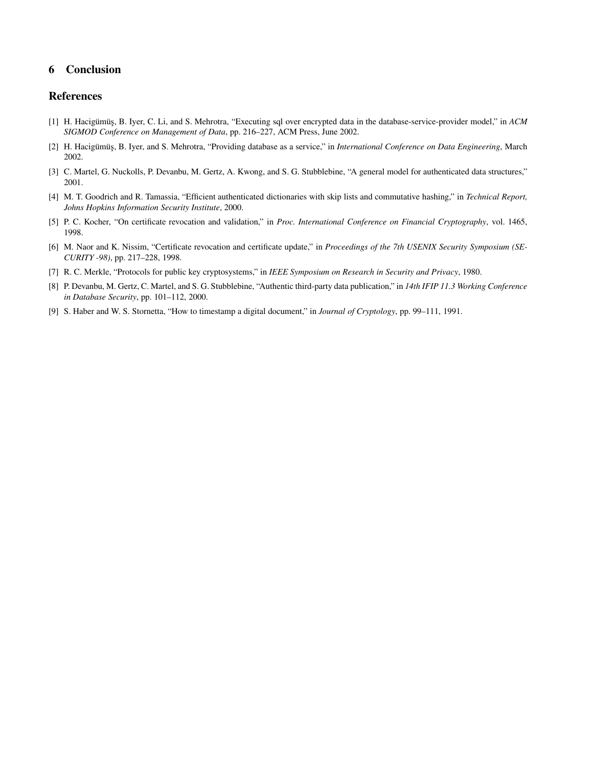## 6 Conclusion

## References

[1] H. Hacigümüş, B. Iyer, C. Li, and S. Mehrotra, "Executing sql over encrypted data in the database-service-provider model," in *ACM SIGMOD Conference on Management of Data*, pp. 216–227, ACM Press, June 2002.

[2] H. Hacigümüş, B. Iyer, and S. Mehrotra, "Providing database as a service," in *International Conference on Data Engineering*, March 2002.

[3] C. Martel, G. Nuckolls, P. Devanbu, M. Gertz, A. Kwong, and S. G. Stubblebine, "A general model for authenticated data structures," 2001.

[4] M. T. Goodrich and R. Tamassia, "Efficient authenticated dictionaries with skip lists and commutative hashing," in *Technical Report, Johns Hopkins Information Security Institute*, 2000.

[5] P. C. Kocher, "On certificate revocation and validation," in *Proc. International Conference on Financial Cryptography*, vol. 1465, 1998.

[6] M. Naor and K. Nissim, "Certificate revocation and certificate update," in *Proceedings of the 7th USENIX Security Symposium (SECURITY -98)*, pp. 217–228, 1998.

[7] R. C. Merkle, "Protocols for public key cryptosystems," in *IEEE Symposium on Research in Security and Privacy*, 1980.

[8] P. Devanbu, M. Gertz, C. Martel, and S. G. Stubblebine, "Authentic third-party data publication," in *14th IFIP 11.3 Working Conference in Database Security*, pp. 101–112, 2000.

[9] S. Haber and W. S. Stornetta, "How to timestamp a digital document," in *Journal of Cryptology*, pp. 99–111, 1991.